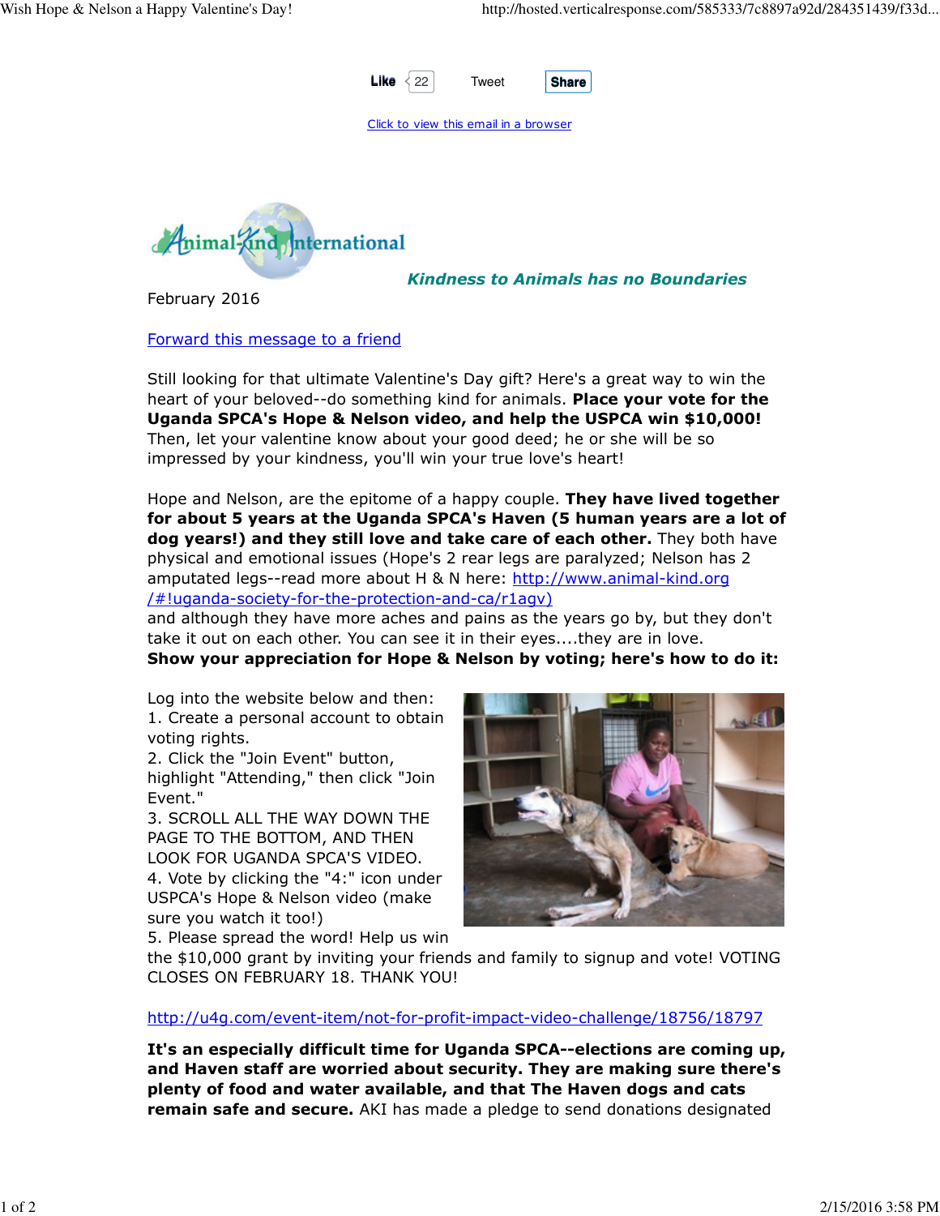Like 22 Tweet Share

Click to view this email in a browser

Animal-Kind International

***Kindness to Animals has no Boundaries***

February 2016

Forward this message to a friend

Still looking for that ultimate Valentine's Day gift? Here's a great way to win the heart of your beloved--do something kind for animals. **Place your vote for the Uganda SPCA's Hope & Nelson video, and help the USPCA win $10,000!** Then, let your valentine know about your good deed; he or she will be so impressed by your kindness, you'll win your true love's heart!

Hope and Nelson, are the epitome of a happy couple. **They have lived together for about 5 years at the Uganda SPCA's Haven (5 human years are a lot of dog years!) and they still love and take care of each other.** They both have physical and emotional issues (Hope's 2 rear legs are paralyzed; Nelson has 2 amputated legs--read more about H & N here: http://www.animal-kind.org/#!uganda-society-for-the-protection-and-ca/r1agv) and although they have more aches and pains as the years go by, but they don't take it out on each other. You can see it in their eyes....they are in love.

**Show your appreciation for Hope & Nelson by voting; here's how to do it:**

Log into the website below and then:
1. Create a personal account to obtain voting rights.
2. Click the "Join Event" button, highlight "Attending," then click "Join Event."
3. SCROLL ALL THE WAY DOWN THE PAGE TO THE BOTTOM, AND THEN LOOK FOR UGANDA SPCA'S VIDEO.
4. Vote by clicking the "4:" icon under USPCA's Hope & Nelson video (make sure you watch it too!)
5. Please spread the word! Help us win the $10,000 grant by inviting your friends and family to signup and vote! VOTING CLOSES ON FEBRUARY 18. THANK YOU!

http://u4g.com/event-item/not-for-profit-impact-video-challenge/18756/18797

**It's an especially difficult time for Uganda SPCA--elections are coming up, and Haven staff are worried about security. They are making sure there's plenty of food and water available, and that The Haven dogs and cats remain safe and secure.** AKI has made a pledge to send donations designated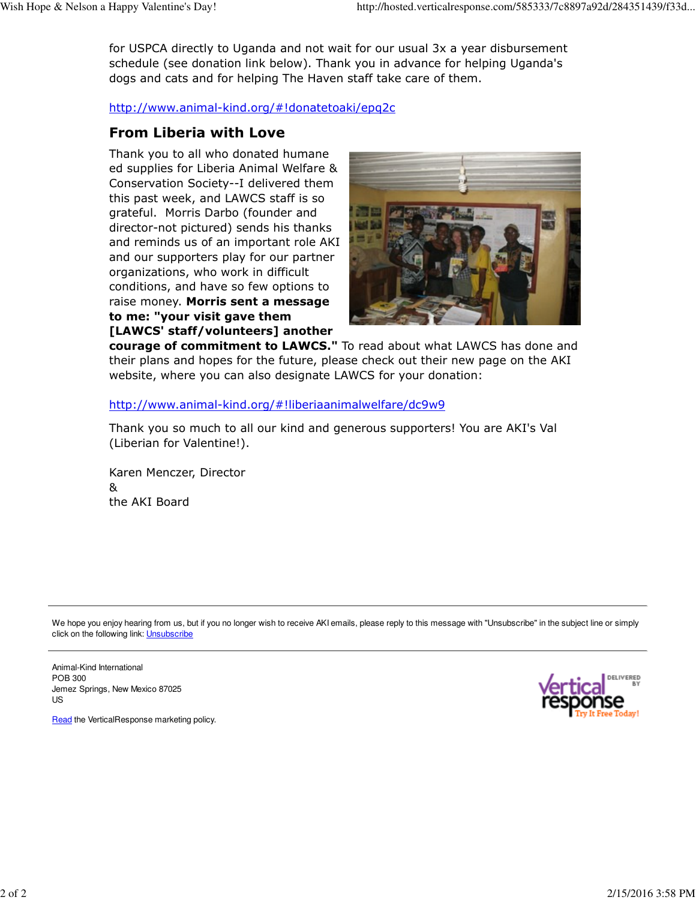for USPCA directly to Uganda and not wait for our usual 3x a year disbursement schedule (see donation link below). Thank you in advance for helping Uganda's dogs and cats and for helping The Haven staff take care of them.

http://www.animal-kind.org/#!donatetoaki/epq2c

## From Liberia with Love

Thank you to all who donated humane ed supplies for Liberia Animal Welfare & Conservation Society--I delivered them this past week, and LAWCS staff is so grateful. Morris Darbo (founder and director-not pictured) sends his thanks and reminds us of an important role AKI and our supporters play for our partner organizations, who work in difficult conditions, and have so few options to raise money. **Morris sent a message to me: "your visit gave them [LAWCS' staff/volunteers] another courage of commitment to LAWCS."** To read about what LAWCS has done and their plans and hopes for the future, please check out their new page on the AKI website, where you can also designate LAWCS for your donation:

http://www.animal-kind.org/#!liberiaanimalwelfare/dc9w9

Thank you so much to all our kind and generous supporters! You are AKI's Val (Liberian for Valentine!).

Karen Menczer, Director
&
the AKI Board

---

We hope you enjoy hearing from us, but if you no longer wish to receive AKI emails, please reply to this message with "Unsubscribe" in the subject line or simply click on the following link: Unsubscribe

---

Animal-Kind International
POB 300
Jemez Springs, New Mexico 87025
US

Read the VerticalResponse marketing policy.